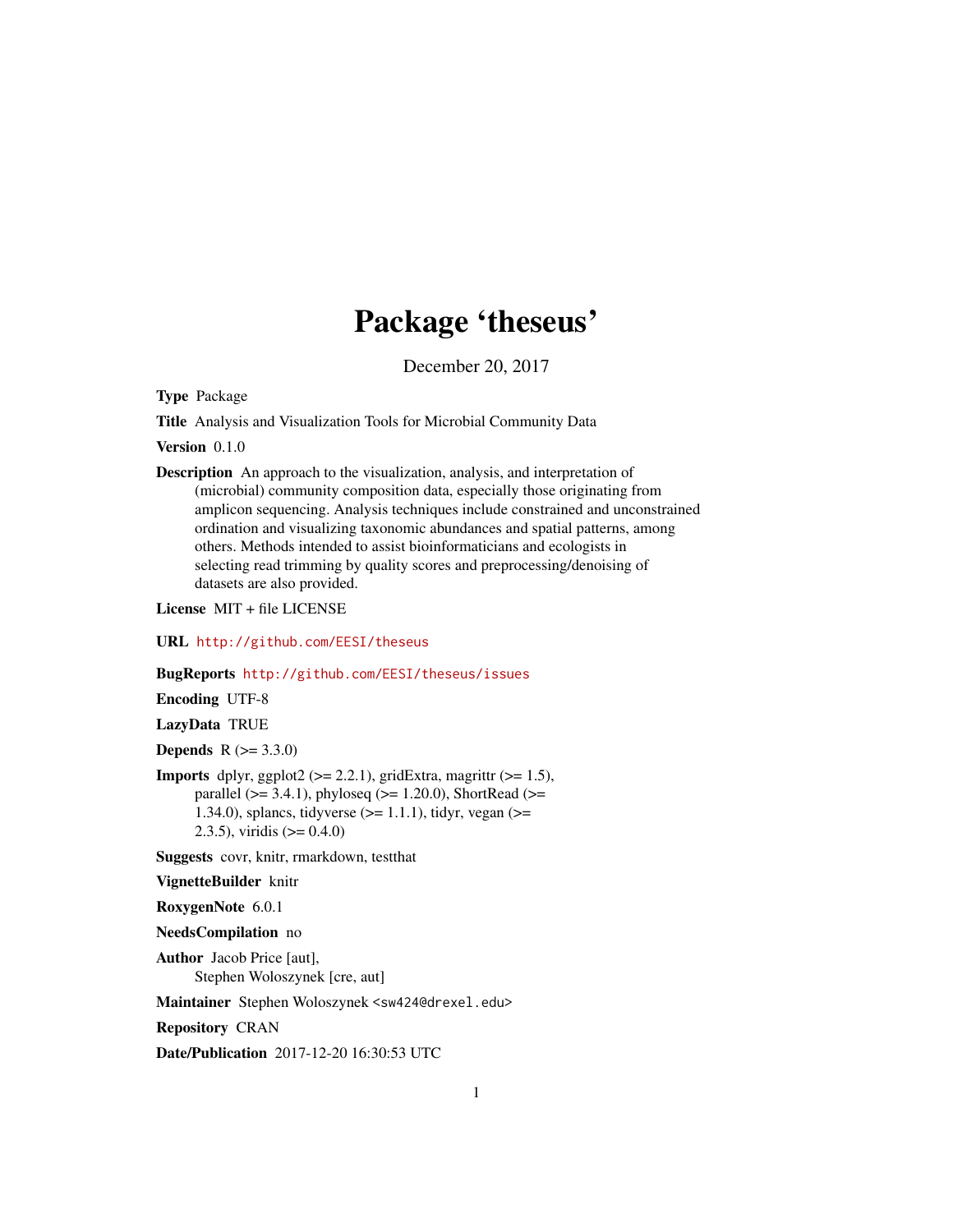# Package 'theseus'

December 20, 2017

**Type** Package

**Title** Analysis and Visualization Tools for Microbial Community Data

**Version** 0.1.0

**Description** An approach to the visualization, analysis, and interpretation of (microbial) community composition data, especially those originating from amplicon sequencing. Analysis techniques include constrained and unconstrained ordination and visualizing taxonomic abundances and spatial patterns, among others. Methods intended to assist bioinformaticians and ecologists in selecting read trimming by quality scores and preprocessing/denoising of datasets are also provided.

**License** MIT + file LICENSE

**URL** http://github.com/EESI/theseus

**BugReports** http://github.com/EESI/theseus/issues

**Encoding** UTF-8

**LazyData** TRUE

**Depends** R (>= 3.3.0)

**Imports** dplyr, ggplot2 (>= 2.2.1), gridExtra, magrittr (>= 1.5), parallel (>= 3.4.1), phyloseq (>= 1.20.0), ShortRead (>= 1.34.0), splancs, tidyverse (>= 1.1.1), tidyr, vegan (>= 2.3.5), viridis (>= 0.4.0)

**Suggests** covr, knitr, rmarkdown, testthat

**VignetteBuilder** knitr

**RoxygenNote** 6.0.1

**NeedsCompilation** no

**Author** Jacob Price [aut], Stephen Woloszynek [cre, aut]

**Maintainer** Stephen Woloszynek <sw424@drexel.edu>

**Repository** CRAN

**Date/Publication** 2017-12-20 16:30:53 UTC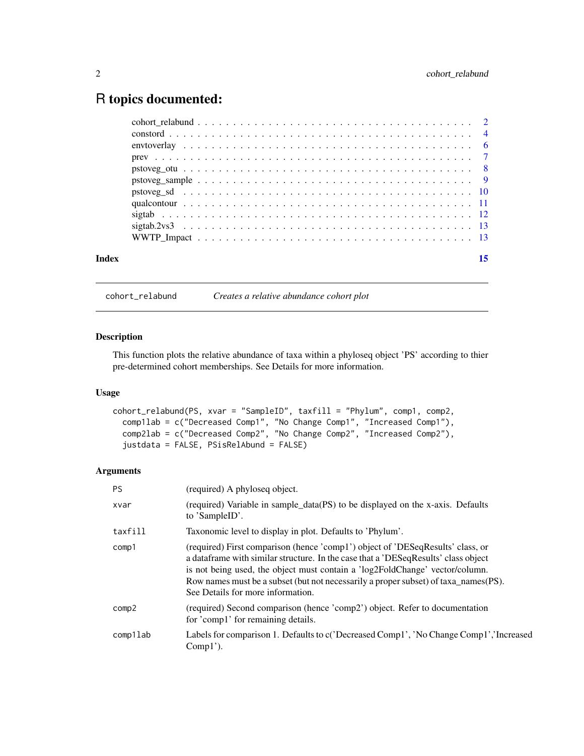# R topics documented:

| | |
|---|---|
| cohort_relabund | 2 |
| constord | 4 |
| envtoverlay | 6 |
| prev | 7 |
| pstoveg_otu | 8 |
| pstoveg_sample | 9 |
| pstoveg_sd | 10 |
| qualcontour | 11 |
| sigtab | 12 |
| sigtab.2vs3 | 13 |
| WWTP_Impact | 13 |
| **Index** | **15** |

---

## cohort_relabund — *Creates a relative abundance cohort plot*

### Description

This function plots the relative abundance of taxa within a phyloseq object 'PS' according to thier pre-determined cohort memberships. See Details for more information.

### Usage

```
cohort_relabund(PS, xvar = "SampleID", taxfill = "Phylum", comp1, comp2,
  comp1lab = c("Decreased Comp1", "No Change Comp1", "Increased Comp1"),
  comp2lab = c("Decreased Comp2", "No Change Comp2", "Increased Comp2"),
  justdata = FALSE, PSisRelAbund = FALSE)
```

### Arguments

| | |
|---|---|
| PS | (required) A phyloseq object. |
| xvar | (required) Variable in sample_data(PS) to be displayed on the x-axis. Defaults to 'SampleID'. |
| taxfill | Taxonomic level to display in plot. Defaults to 'Phylum'. |
| comp1 | (required) First comparison (hence 'comp1') object of 'DESeqResults' class, or a dataframe with similar structure. In the case that a 'DESeqResults' class object is not being used, the object must contain a 'log2FoldChange' vector/column. Row names must be a subset (but not necessarily a proper subset) of taxa_names(PS). See Details for more information. |
| comp2 | (required) Second comparison (hence 'comp2') object. Refer to documentation for 'comp1' for remaining details. |
| comp1lab | Labels for comparison 1. Defaults to c('Decreased Comp1', 'No Change Comp1','Increased Comp1'). |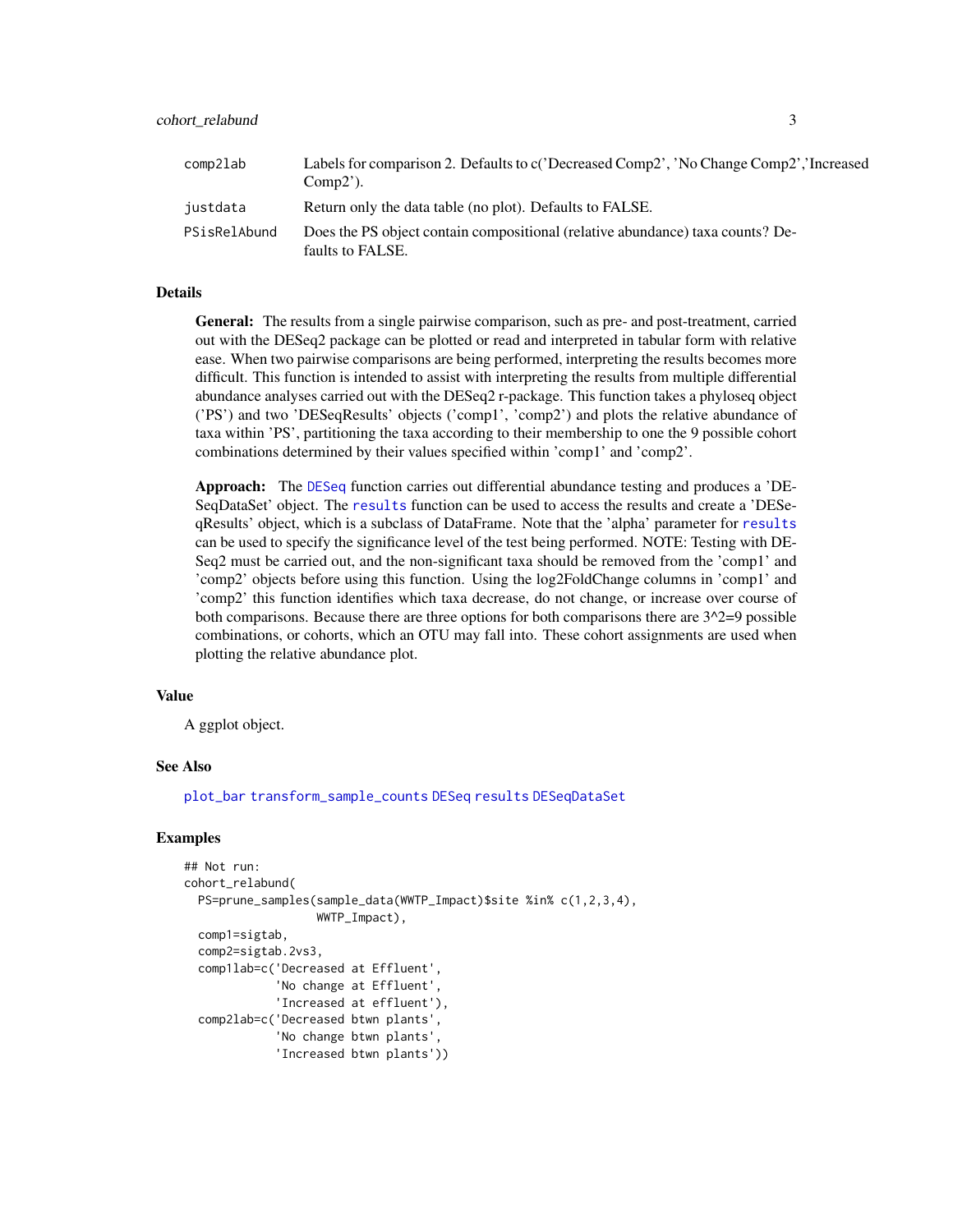| | |
|---|---|
| comp2lab | Labels for comparison 2. Defaults to c('Decreased Comp2', 'No Change Comp2','Increased Comp2'). |
| justdata | Return only the data table (no plot). Defaults to FALSE. |
| PSisRelAbund | Does the PS object contain compositional (relative abundance) taxa counts? Defaults to FALSE. |

## Details

**General:** The results from a single pairwise comparison, such as pre- and post-treatment, carried out with the DESeq2 package can be plotted or read and interpreted in tabular form with relative ease. When two pairwise comparisons are being performed, interpreting the results becomes more difficult. This function is intended to assist with interpreting the results from multiple differential abundance analyses carried out with the DESeq2 r-package. This function takes a phyloseq object ('PS') and two 'DESeqResults' objects ('comp1', 'comp2') and plots the relative abundance of taxa within 'PS', partitioning the taxa according to their membership to one the 9 possible cohort combinations determined by their values specified within 'comp1' and 'comp2'.

**Approach:** The DESeq function carries out differential abundance testing and produces a 'DESeqDataSet' object. The results function can be used to access the results and create a 'DESeqResults' object, which is a subclass of DataFrame. Note that the 'alpha' parameter for results can be used to specify the significance level of the test being performed. NOTE: Testing with DESeq2 must be carried out, and the non-significant taxa should be removed from the 'comp1' and 'comp2' objects before using this function. Using the log2FoldChange columns in 'comp1' and 'comp2' this function identifies which taxa decrease, do not change, or increase over course of both comparisons. Because there are three options for both comparisons there are 3^2=9 possible combinations, or cohorts, which an OTU may fall into. These cohort assignments are used when plotting the relative abundance plot.

## Value

A ggplot object.

## See Also

plot_bar transform_sample_counts DESeq results DESeqDataSet

## Examples

```
## Not run:
cohort_relabund(
  PS=prune_samples(sample_data(WWTP_Impact)$site %in% c(1,2,3,4),
                   WWTP_Impact),
  comp1=sigtab,
  comp2=sigtab.2vs3,
  comp1lab=c('Decreased at Effluent',
             'No change at Effluent',
             'Increased at effluent'),
  comp2lab=c('Decreased btwn plants',
             'No change btwn plants',
             'Increased btwn plants'))
```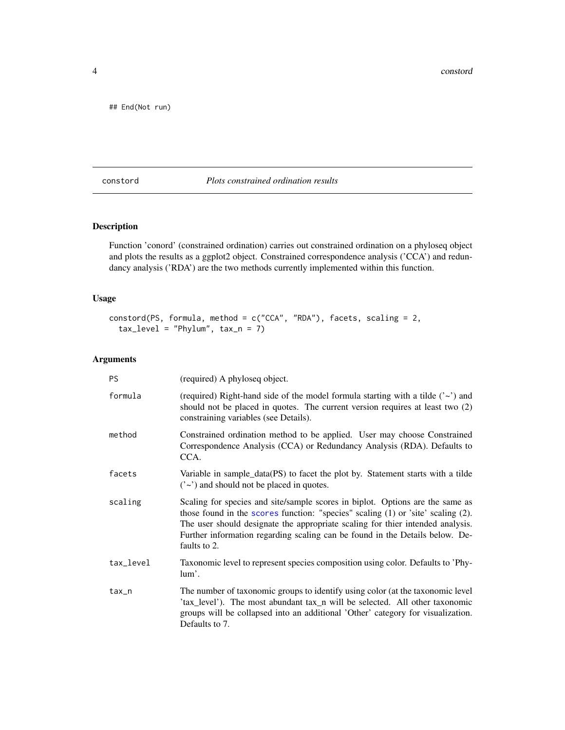```
## End(Not run)
```

## constord — *Plots constrained ordination results*

### Description

Function 'conord' (constrained ordination) carries out constrained ordination on a phyloseq object and plots the results as a ggplot2 object. Constrained correspondence analysis ('CCA') and redundancy analysis ('RDA') are the two methods currently implemented within this function.

### Usage

```
constord(PS, formula, method = c("CCA", "RDA"), facets, scaling = 2,
  tax_level = "Phylum", tax_n = 7)
```

### Arguments

| | |
|---|---|
| PS | (required) A phyloseq object. |
| formula | (required) Right-hand side of the model formula starting with a tilde ('~') and should not be placed in quotes. The current version requires at least two (2) constraining variables (see Details). |
| method | Constrained ordination method to be applied. User may choose Constrained Correspondence Analysis (CCA) or Redundancy Analysis (RDA). Defaults to CCA. |
| facets | Variable in sample_data(PS) to facet the plot by. Statement starts with a tilde ('~') and should not be placed in quotes. |
| scaling | Scaling for species and site/sample scores in biplot. Options are the same as those found in the scores function: "species" scaling (1) or 'site' scaling (2). The user should designate the appropriate scaling for thier intended analysis. Further information regarding scaling can be found in the Details below. Defaults to 2. |
| tax_level | Taxonomic level to represent species composition using color. Defaults to 'Phylum'. |
| tax_n | The number of taxonomic groups to identify using color (at the taxonomic level 'tax_level'). The most abundant tax_n will be selected. All other taxonomic groups will be collapsed into an additional 'Other' category for visualization. Defaults to 7. |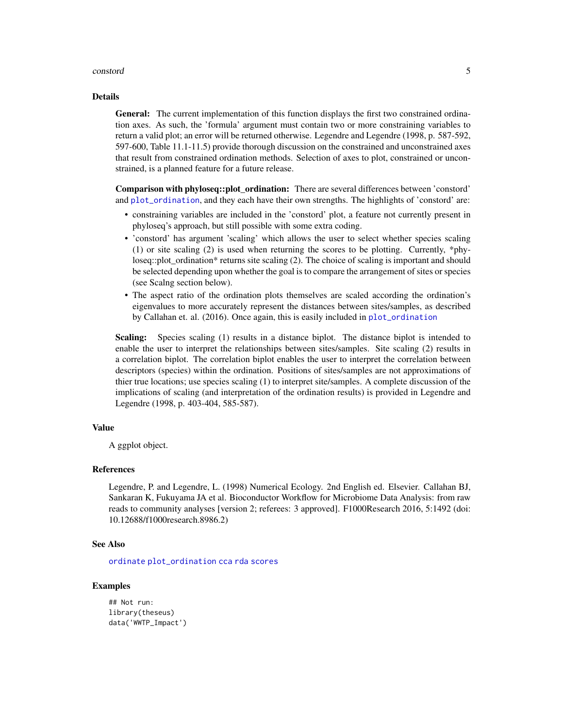## Details

**General:** The current implementation of this function displays the first two constrained ordination axes. As such, the 'formula' argument must contain two or more constraining variables to return a valid plot; an error will be returned otherwise. Legendre and Legendre (1998, p. 587-592, 597-600, Table 11.1-11.5) provide thorough discussion on the constrained and unconstrained axes that result from constrained ordination methods. Selection of axes to plot, constrained or unconstrained, is a planned feature for a future release.

**Comparison with phyloseq::plot_ordination:** There are several differences between 'constord' and `plot_ordination`, and they each have their own strengths. The highlights of 'constord' are:

- constraining variables are included in the 'constord' plot, a feature not currently present in phyloseq's approach, but still possible with some extra coding.
- 'constord' has argument 'scaling' which allows the user to select whether species scaling (1) or site scaling (2) is used when returning the scores to be plotting. Currently, *phyloseq::plot_ordination* returns site scaling (2). The choice of scaling is important and should be selected depending upon whether the goal is to compare the arrangement of sites or species (see Scalng section below).
- The aspect ratio of the ordination plots themselves are scaled according the ordination's eigenvalues to more accurately represent the distances between sites/samples, as described by Callahan et. al. (2016). Once again, this is easily included in `plot_ordination`

**Scaling:** Species scaling (1) results in a distance biplot. The distance biplot is intended to enable the user to interpret the relationships between sites/samples. Site scaling (2) results in a correlation biplot. The correlation biplot enables the user to interpret the correlation between descriptors (species) within the ordination. Positions of sites/samples are not approximations of thier true locations; use species scaling (1) to interpret site/samples. A complete discussion of the implications of scaling (and interpretation of the ordination results) is provided in Legendre and Legendre (1998, p. 403-404, 585-587).

## Value

A ggplot object.

## References

Legendre, P. and Legendre, L. (1998) Numerical Ecology. 2nd English ed. Elsevier. Callahan BJ, Sankaran K, Fukuyama JA et al. Bioconductor Workflow for Microbiome Data Analysis: from raw reads to community analyses [version 2; referees: 3 approved]. F1000Research 2016, 5:1492 (doi: 10.12688/f1000research.8986.2)

## See Also

`ordinate` `plot_ordination` `cca` `rda` `scores`

## Examples

```
## Not run:
library(theseus)
data('WWTP_Impact')
```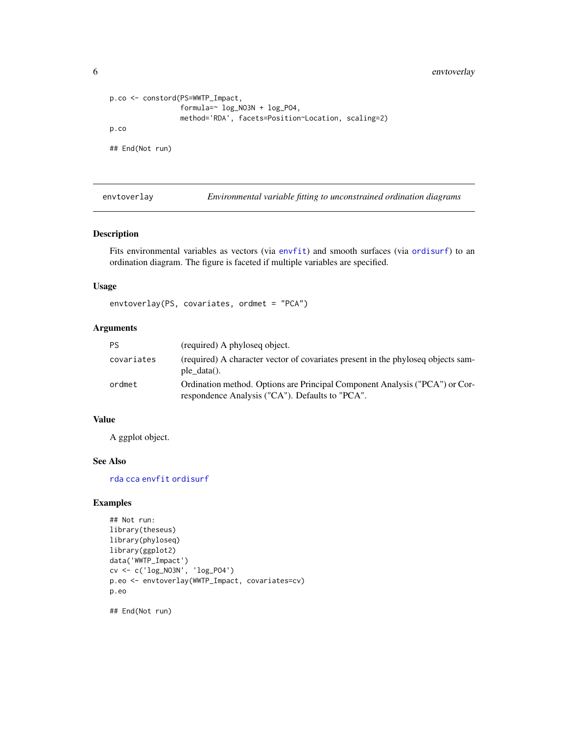```
p.co <- constord(PS=WWTP_Impact,
                 formula=~ log_NO3N + log_PO4,
                 method='RDA', facets=Position~Location, scaling=2)
p.co

## End(Not run)
```

## envtoverlay *Environmental variable fitting to unconstrained ordination diagrams*

### Description

Fits environmental variables as vectors (via envfit) and smooth surfaces (via ordisurf) to an ordination diagram. The figure is faceted if multiple variables are specified.

### Usage

```
envtoverlay(PS, covariates, ordmet = "PCA")
```

### Arguments

| | |
|---|---|
| PS | (required) A phyloseq object. |
| covariates | (required) A character vector of covariates present in the phyloseq objects sample_data(). |
| ordmet | Ordination method. Options are Principal Component Analysis ("PCA") or Correspondence Analysis ("CA"). Defaults to "PCA". |

### Value

A ggplot object.

### See Also

rda cca envfit ordisurf

### Examples

```
## Not run:
library(theseus)
library(phyloseq)
library(ggplot2)
data('WWTP_Impact')
cv <- c('log_NO3N', 'log_PO4')
p.eo <- envtoverlay(WWTP_Impact, covariates=cv)
p.eo

## End(Not run)
```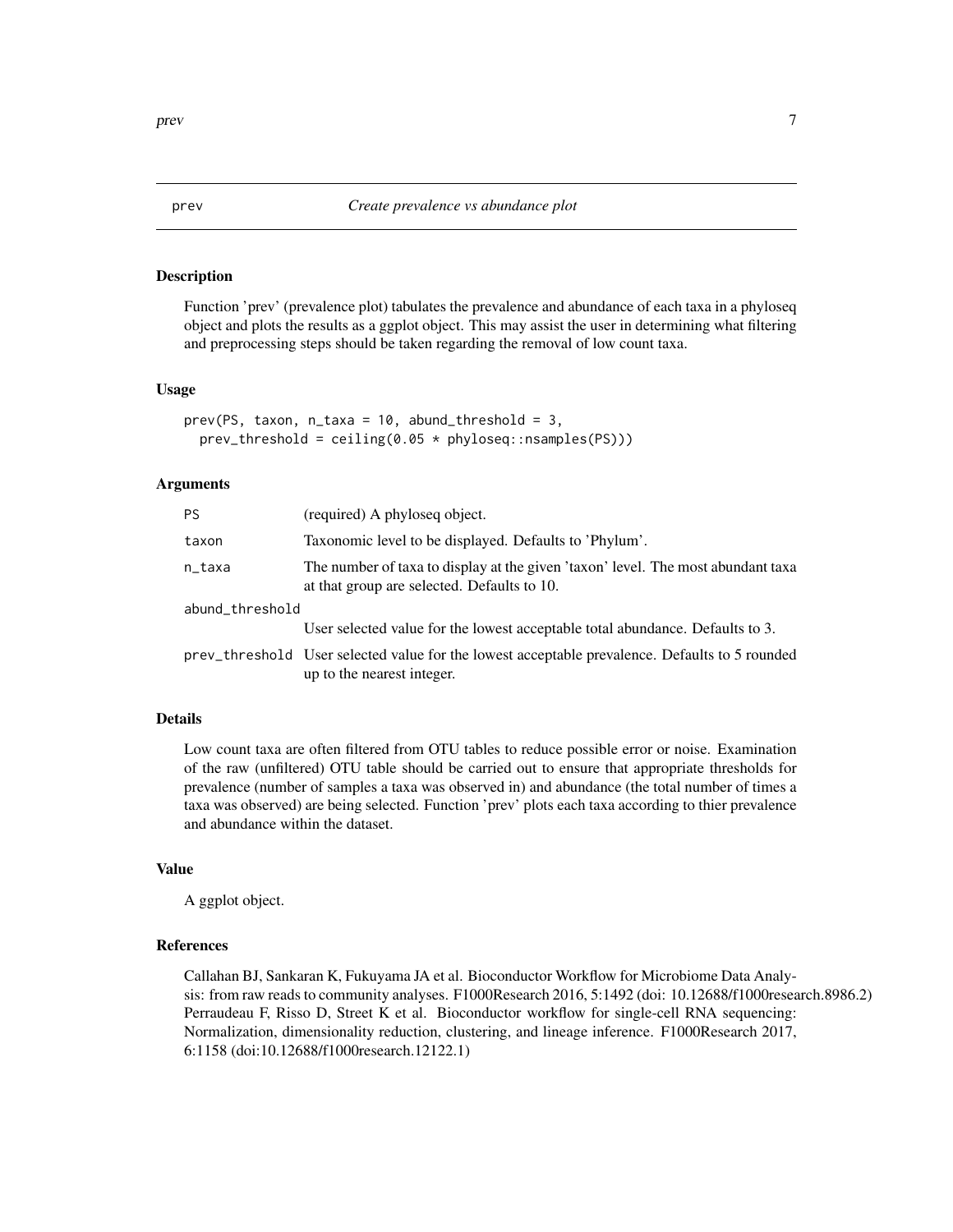# prev — *Create prevalence vs abundance plot*

## Description

Function 'prev' (prevalence plot) tabulates the prevalence and abundance of each taxa in a phyloseq object and plots the results as a ggplot object. This may assist the user in determining what filtering and preprocessing steps should be taken regarding the removal of low count taxa.

## Usage

```
prev(PS, taxon, n_taxa = 10, abund_threshold = 3,
  prev_threshold = ceiling(0.05 * phyloseq::nsamples(PS)))
```

## Arguments

| Argument | Description |
|---|---|
| `PS` | (required) A phyloseq object. |
| `taxon` | Taxonomic level to be displayed. Defaults to 'Phylum'. |
| `n_taxa` | The number of taxa to display at the given 'taxon' level. The most abundant taxa at that group are selected. Defaults to 10. |
| `abund_threshold` | User selected value for the lowest acceptable total abundance. Defaults to 3. |
| `prev_threshold` | User selected value for the lowest acceptable prevalence. Defaults to 5 rounded up to the nearest integer. |

## Details

Low count taxa are often filtered from OTU tables to reduce possible error or noise. Examination of the raw (unfiltered) OTU table should be carried out to ensure that appropriate thresholds for prevalence (number of samples a taxa was observed in) and abundance (the total number of times a taxa was observed) are being selected. Function 'prev' plots each taxa according to thier prevalence and abundance within the dataset.

## Value

A ggplot object.

## References

Callahan BJ, Sankaran K, Fukuyama JA et al. Bioconductor Workflow for Microbiome Data Analysis: from raw reads to community analyses. F1000Research 2016, 5:1492 (doi: 10.12688/f1000research.8986.2)
Perraudeau F, Risso D, Street K et al. Bioconductor workflow for single-cell RNA sequencing: Normalization, dimensionality reduction, clustering, and lineage inference. F1000Research 2017, 6:1158 (doi:10.12688/f1000research.12122.1)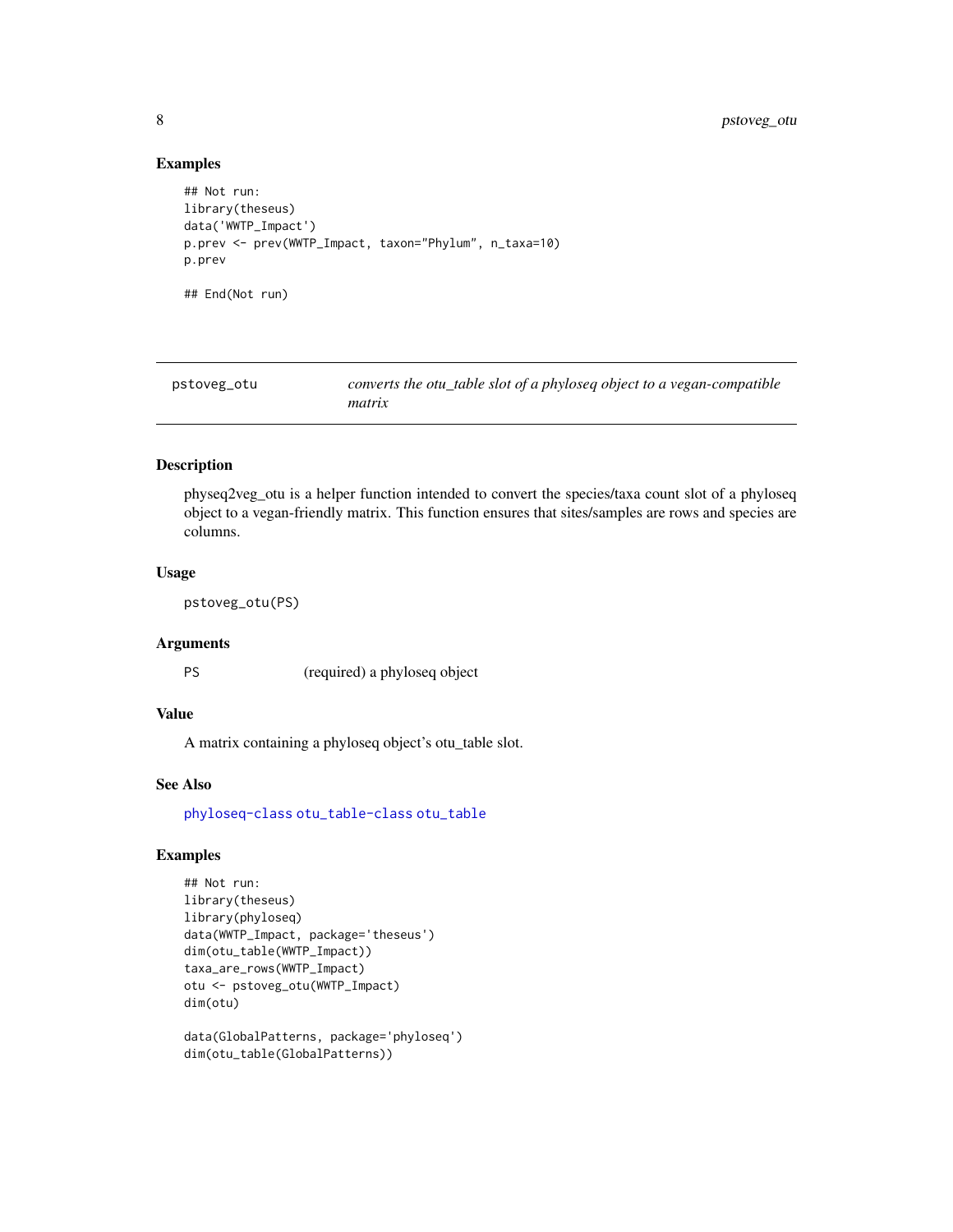## Examples

```
## Not run:
library(theseus)
data('WWTP_Impact')
p.prev <- prev(WWTP_Impact, taxon="Phylum", n_taxa=10)
p.prev

## End(Not run)
```

---

# pstoveg_otu *converts the otu_table slot of a phyloseq object to a vegan-compatible matrix*

---

## Description

physeq2veg_otu is a helper function intended to convert the species/taxa count slot of a phyloseq object to a vegan-friendly matrix. This function ensures that sites/samples are rows and species are columns.

## Usage

```
pstoveg_otu(PS)
```

## Arguments

| | |
|---|---|
| PS | (required) a phyloseq object |

## Value

A matrix containing a phyloseq object's otu_table slot.

## See Also

phyloseq-class otu_table-class otu_table

## Examples

```
## Not run:
library(theseus)
library(phyloseq)
data(WWTP_Impact, package='theseus')
dim(otu_table(WWTP_Impact))
taxa_are_rows(WWTP_Impact)
otu <- pstoveg_otu(WWTP_Impact)
dim(otu)

data(GlobalPatterns, package='phyloseq')
dim(otu_table(GlobalPatterns))
```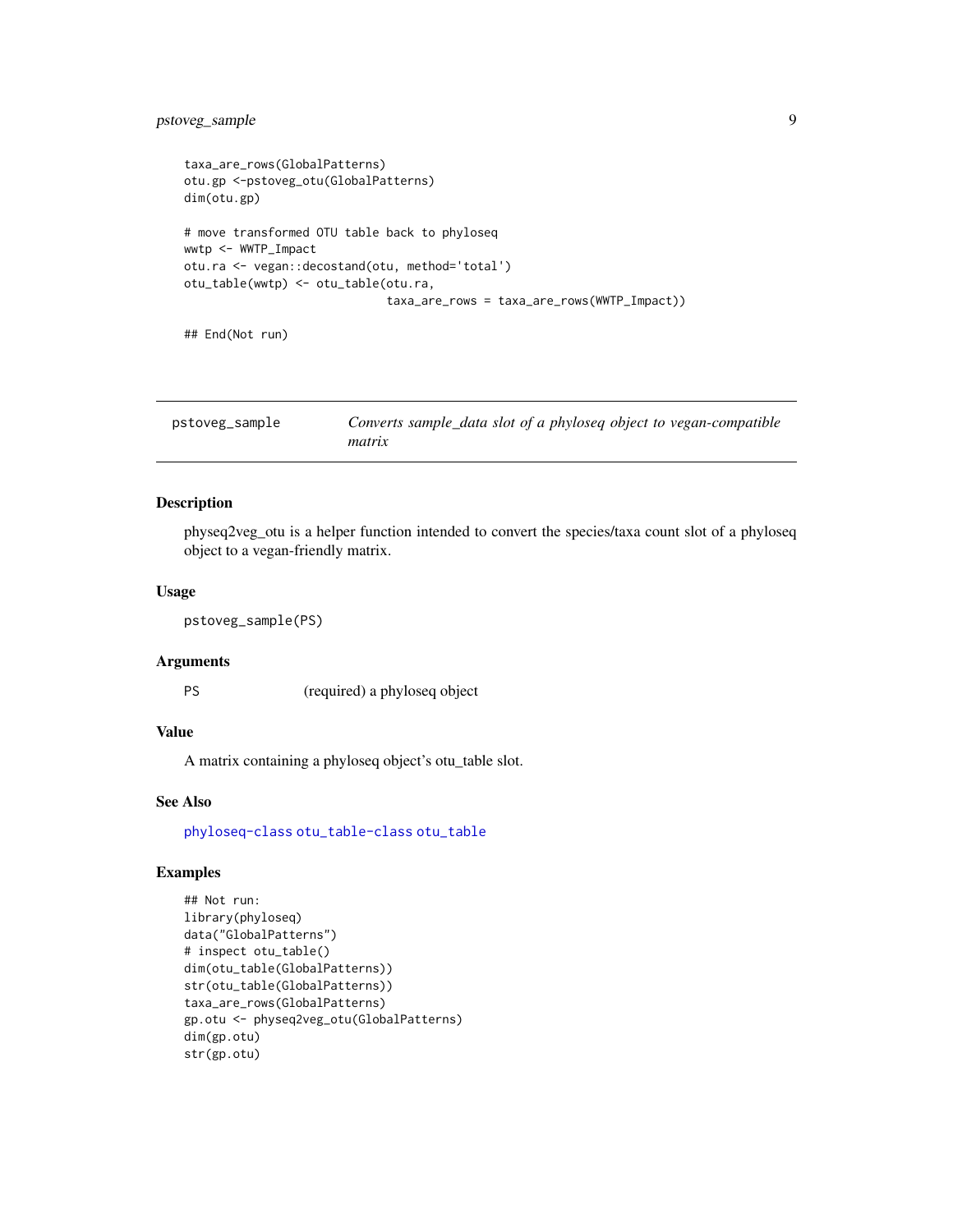```
taxa_are_rows(GlobalPatterns)
otu.gp <-pstoveg_otu(GlobalPatterns)
dim(otu.gp)

# move transformed OTU table back to phyloseq
wwtp <- WWTP_Impact
otu.ra <- vegan::decostand(otu, method='total')
otu_table(wwtp) <- otu_table(otu.ra,
                             taxa_are_rows = taxa_are_rows(WWTP_Impact))

## End(Not run)
```

---

## pstoveg_sample — *Converts sample_data slot of a phyloseq object to vegan-compatible matrix*

### Description

physeq2veg_otu is a helper function intended to convert the species/taxa count slot of a phyloseq object to a vegan-friendly matrix.

### Usage

```
pstoveg_sample(PS)
```

### Arguments

| | |
|---|---|
| PS | (required) a phyloseq object |

### Value

A matrix containing a phyloseq object's otu_table slot.

### See Also

phyloseq-class otu_table-class otu_table

### Examples

```
## Not run:
library(phyloseq)
data("GlobalPatterns")
# inspect otu_table()
dim(otu_table(GlobalPatterns))
str(otu_table(GlobalPatterns))
taxa_are_rows(GlobalPatterns)
gp.otu <- physeq2veg_otu(GlobalPatterns)
dim(gp.otu)
str(gp.otu)
```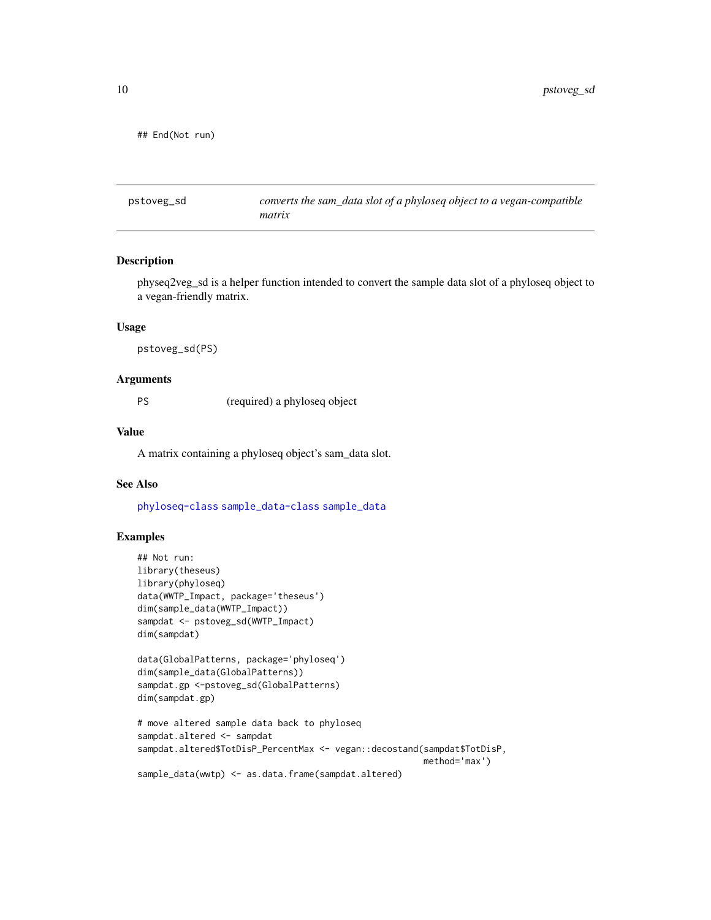```
## End(Not run)
```

---

`pstoveg_sd` *converts the sam_data slot of a phyloseq object to a vegan-compatible matrix*

---

## Description

physeq2veg_sd is a helper function intended to convert the sample data slot of a phyloseq object to a vegan-friendly matrix.

## Usage

```
pstoveg_sd(PS)
```

## Arguments

| | |
|---|---|
| PS | (required) a phyloseq object |

## Value

A matrix containing a phyloseq object's sam_data slot.

## See Also

phyloseq-class sample_data-class sample_data

## Examples

```
## Not run:
library(theseus)
library(phyloseq)
data(WWTP_Impact, package='theseus')
dim(sample_data(WWTP_Impact))
sampdat <- pstoveg_sd(WWTP_Impact)
dim(sampdat)

data(GlobalPatterns, package='phyloseq')
dim(sample_data(GlobalPatterns))
sampdat.gp <-pstoveg_sd(GlobalPatterns)
dim(sampdat.gp)

# move altered sample data back to phyloseq
sampdat.altered <- sampdat
sampdat.altered$TotDisP_PercentMax <- vegan::decostand(sampdat$TotDisP,
                                                      method='max')
sample_data(wwtp) <- as.data.frame(sampdat.altered)
```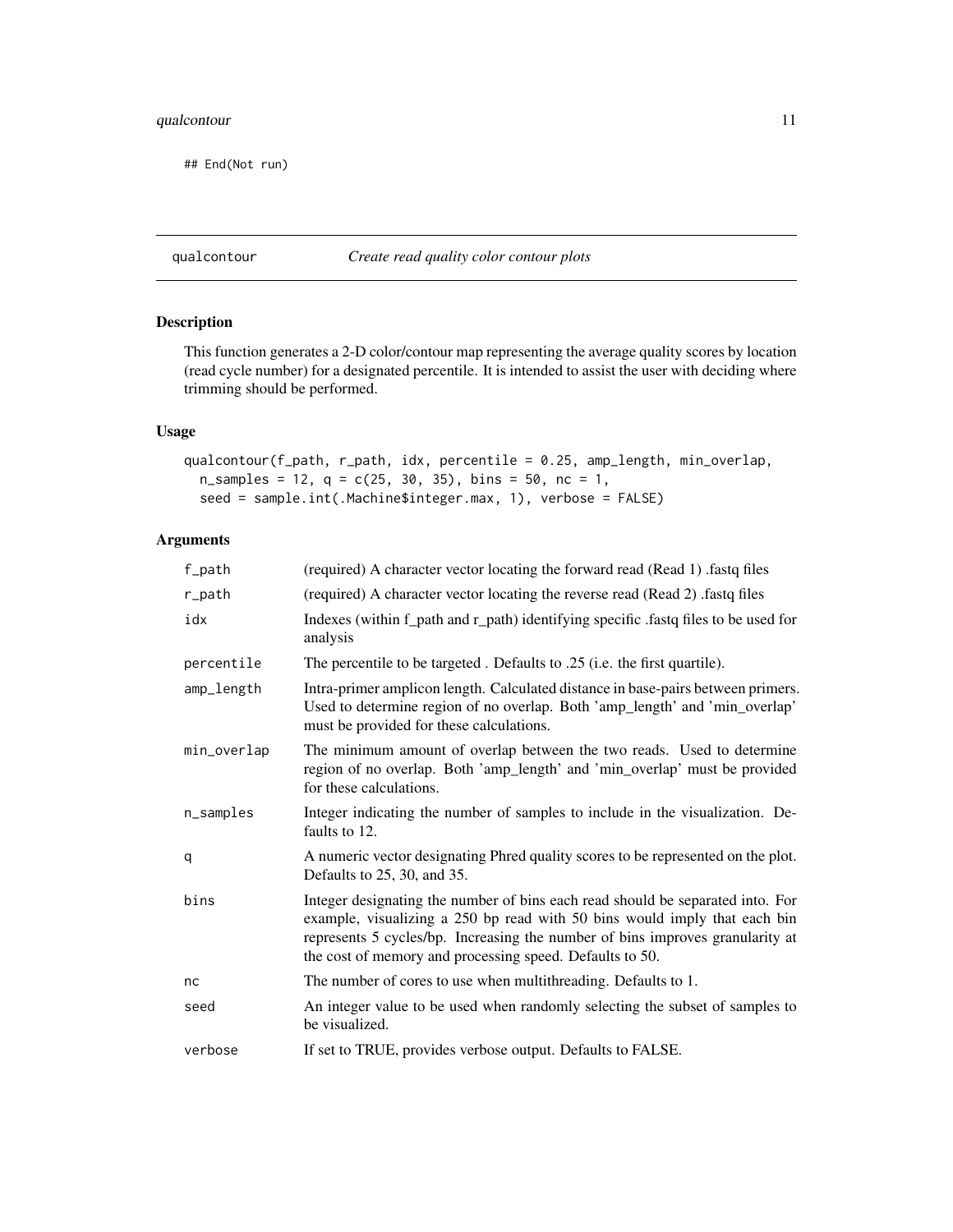```
## End(Not run)
```

## qualcontour *Create read quality color contour plots*

### Description

This function generates a 2-D color/contour map representing the average quality scores by location (read cycle number) for a designated percentile. It is intended to assist the user with deciding where trimming should be performed.

### Usage

```
qualcontour(f_path, r_path, idx, percentile = 0.25, amp_length, min_overlap,
  n_samples = 12, q = c(25, 30, 35), bins = 50, nc = 1,
  seed = sample.int(.Machine$integer.max, 1), verbose = FALSE)
```

### Arguments

| | |
|---|---|
| f_path | (required) A character vector locating the forward read (Read 1) .fastq files |
| r_path | (required) A character vector locating the reverse read (Read 2) .fastq files |
| idx | Indexes (within f_path and r_path) identifying specific .fastq files to be used for analysis |
| percentile | The percentile to be targeted . Defaults to .25 (i.e. the first quartile). |
| amp_length | Intra-primer amplicon length. Calculated distance in base-pairs between primers. Used to determine region of no overlap. Both 'amp_length' and 'min_overlap' must be provided for these calculations. |
| min_overlap | The minimum amount of overlap between the two reads. Used to determine region of no overlap. Both 'amp_length' and 'min_overlap' must be provided for these calculations. |
| n_samples | Integer indicating the number of samples to include in the visualization. Defaults to 12. |
| q | A numeric vector designating Phred quality scores to be represented on the plot. Defaults to 25, 30, and 35. |
| bins | Integer designating the number of bins each read should be separated into. For example, visualizing a 250 bp read with 50 bins would imply that each bin represents 5 cycles/bp. Increasing the number of bins improves granularity at the cost of memory and processing speed. Defaults to 50. |
| nc | The number of cores to use when multithreading. Defaults to 1. |
| seed | An integer value to be used when randomly selecting the subset of samples to be visualized. |
| verbose | If set to TRUE, provides verbose output. Defaults to FALSE. |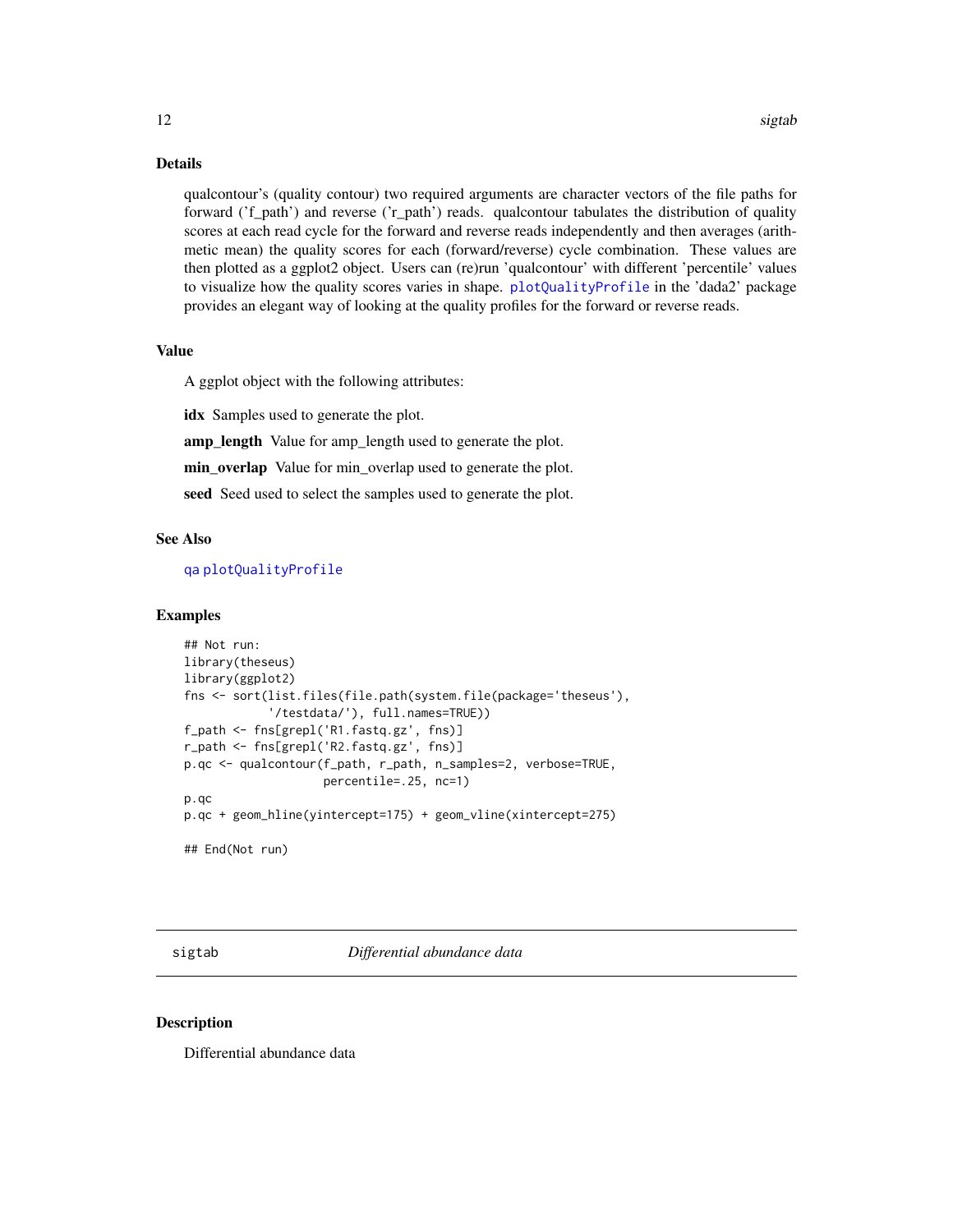### Details

qualcontour's (quality contour) two required arguments are character vectors of the file paths for forward ('f_path') and reverse ('r_path') reads. qualcontour tabulates the distribution of quality scores at each read cycle for the forward and reverse reads independently and then averages (arithmetic mean) the quality scores for each (forward/reverse) cycle combination. These values are then plotted as a ggplot2 object. Users can (re)run 'qualcontour' with different 'percentile' values to visualize how the quality scores varies in shape. plotQualityProfile in the 'dada2' package provides an elegant way of looking at the quality profiles for the forward or reverse reads.

### Value

A ggplot object with the following attributes:

**idx** Samples used to generate the plot.

**amp_length** Value for amp_length used to generate the plot.

**min_overlap** Value for min_overlap used to generate the plot.

**seed** Seed used to select the samples used to generate the plot.

### See Also

qa plotQualityProfile

### Examples

```
## Not run:
library(theseus)
library(ggplot2)
fns <- sort(list.files(file.path(system.file(package='theseus'),
            '/testdata/'), full.names=TRUE))
f_path <- fns[grepl('R1.fastq.gz', fns)]
r_path <- fns[grepl('R2.fastq.gz', fns)]
p.qc <- qualcontour(f_path, r_path, n_samples=2, verbose=TRUE,
                    percentile=.25, nc=1)
p.qc
p.qc + geom_hline(yintercept=175) + geom_vline(xintercept=275)

## End(Not run)
```

---

## sigtab *Differential abundance data*

### Description

Differential abundance data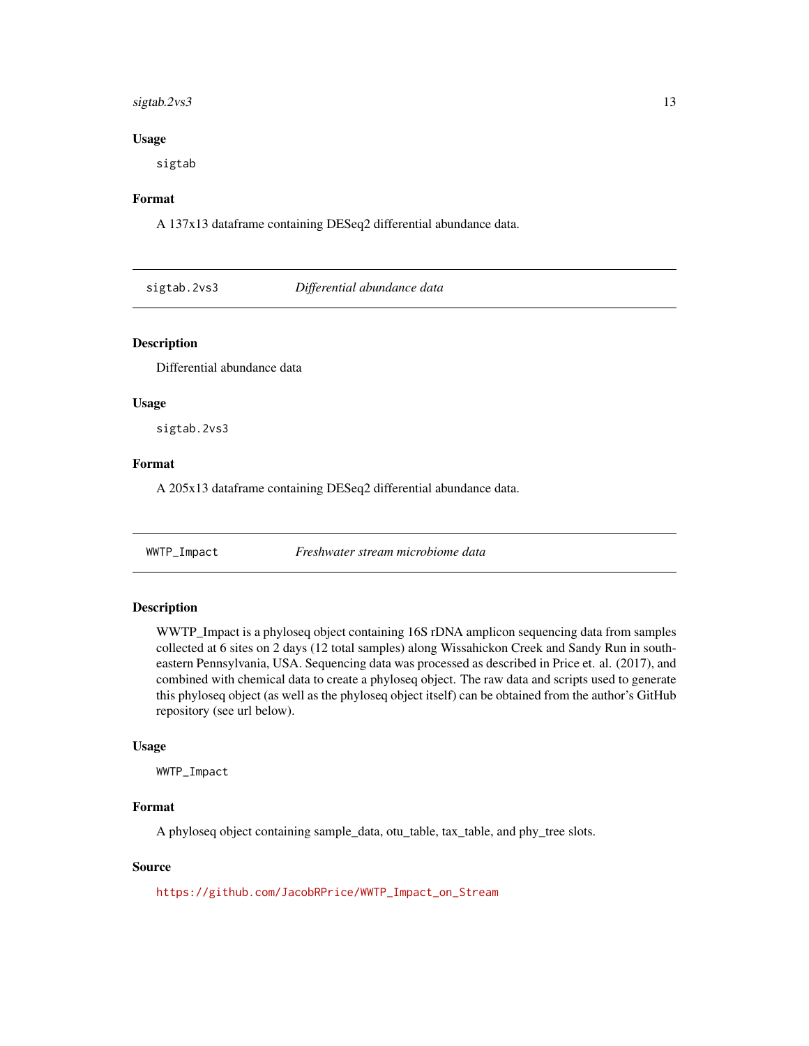### Usage

```
sigtab
```

### Format

A 137x13 dataframe containing DESeq2 differential abundance data.

---

## sigtab.2vs3 — *Differential abundance data*

### Description

Differential abundance data

### Usage

```
sigtab.2vs3
```

### Format

A 205x13 dataframe containing DESeq2 differential abundance data.

---

## WWTP_Impact — *Freshwater stream microbiome data*

### Description

WWTP_Impact is a phyloseq object containing 16S rDNA amplicon sequencing data from samples collected at 6 sites on 2 days (12 total samples) along Wissahickon Creek and Sandy Run in southeastern Pennsylvania, USA. Sequencing data was processed as described in Price et. al. (2017), and combined with chemical data to create a phyloseq object. The raw data and scripts used to generate this phyloseq object (as well as the phyloseq object itself) can be obtained from the author's GitHub repository (see url below).

### Usage

```
WWTP_Impact
```

### Format

A phyloseq object containing sample_data, otu_table, tax_table, and phy_tree slots.

### Source

https://github.com/JacobRPrice/WWTP_Impact_on_Stream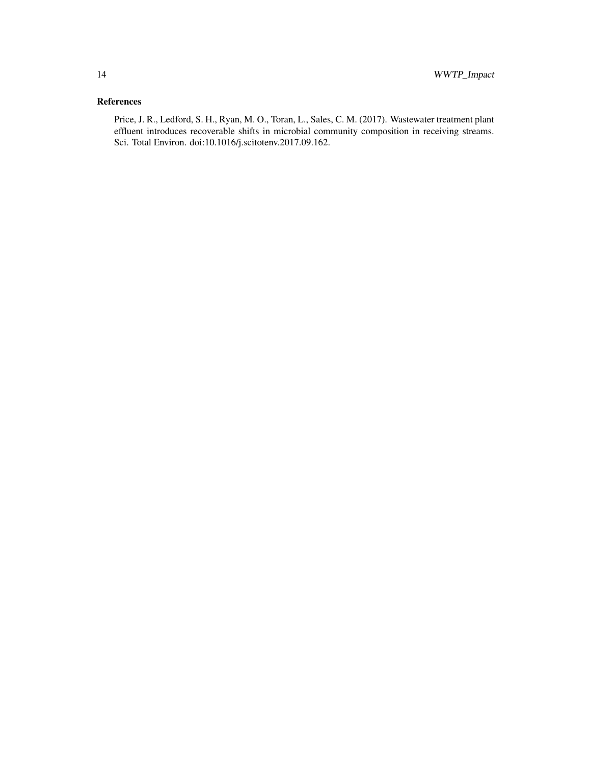## References

Price, J. R., Ledford, S. H., Ryan, M. O., Toran, L., Sales, C. M. (2017). Wastewater treatment plant effluent introduces recoverable shifts in microbial community composition in receiving streams. Sci. Total Environ. doi:10.1016/j.scitotenv.2017.09.162.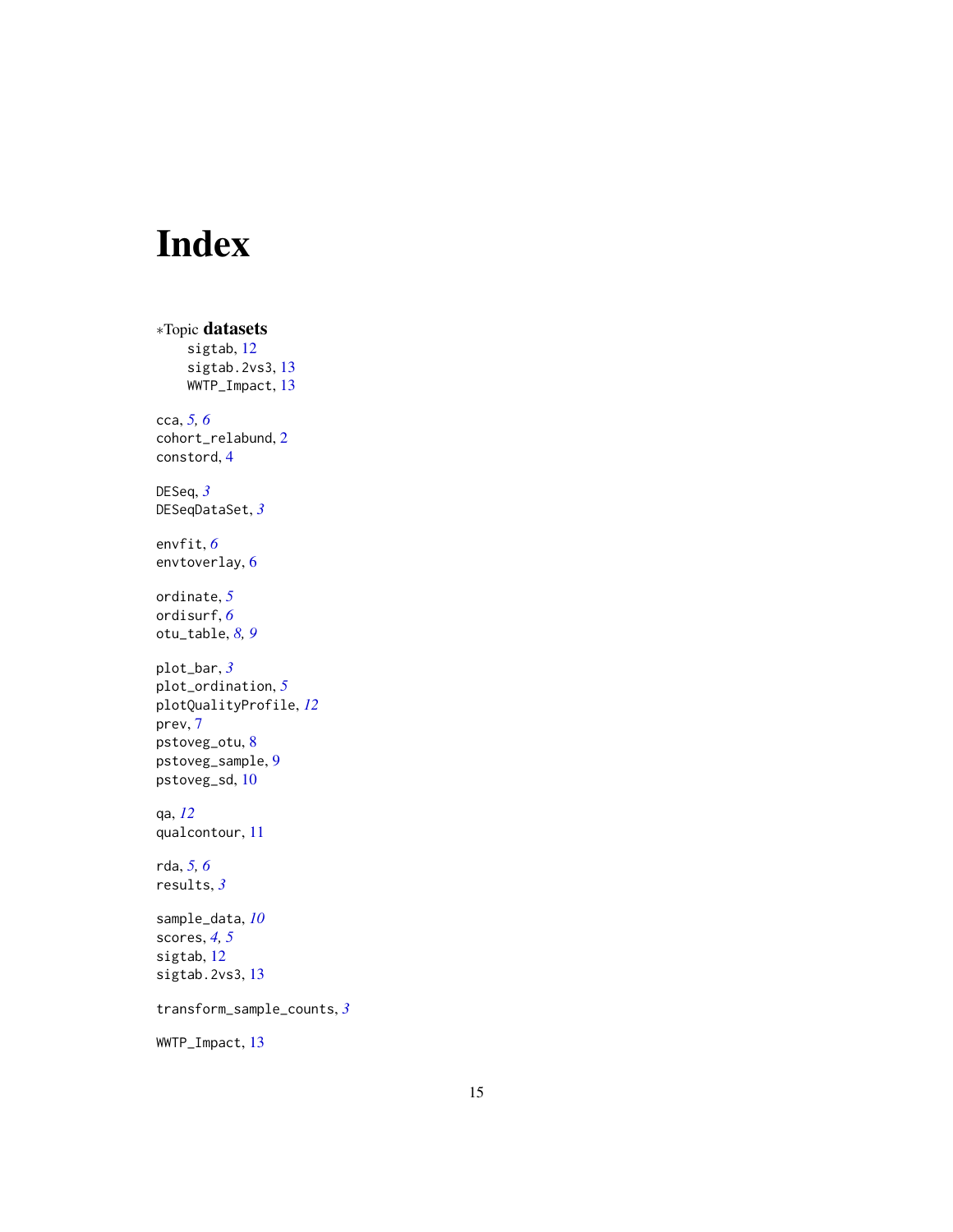# Index

∗Topic **datasets**

sigtab, 12
sigtab.2vs3, 13
WWTP_Impact, 13

cca, *5, 6*
cohort_relabund, 2
constord, 4

DESeq, *3*
DESeqDataSet, *3*

envfit, *6*
envtoverlay, 6

ordinate, *5*
ordisurf, *6*
otu_table, *8, 9*

plot_bar, *3*
plot_ordination, *5*
plotQualityProfile, *12*
prev, 7
pstoveg_otu, 8
pstoveg_sample, 9
pstoveg_sd, 10

qa, *12*
qualcontour, 11

rda, *5, 6*
results, *3*

sample_data, *10*
scores, *4, 5*
sigtab, 12
sigtab.2vs3, 13

transform_sample_counts, *3*

WWTP_Impact, 13